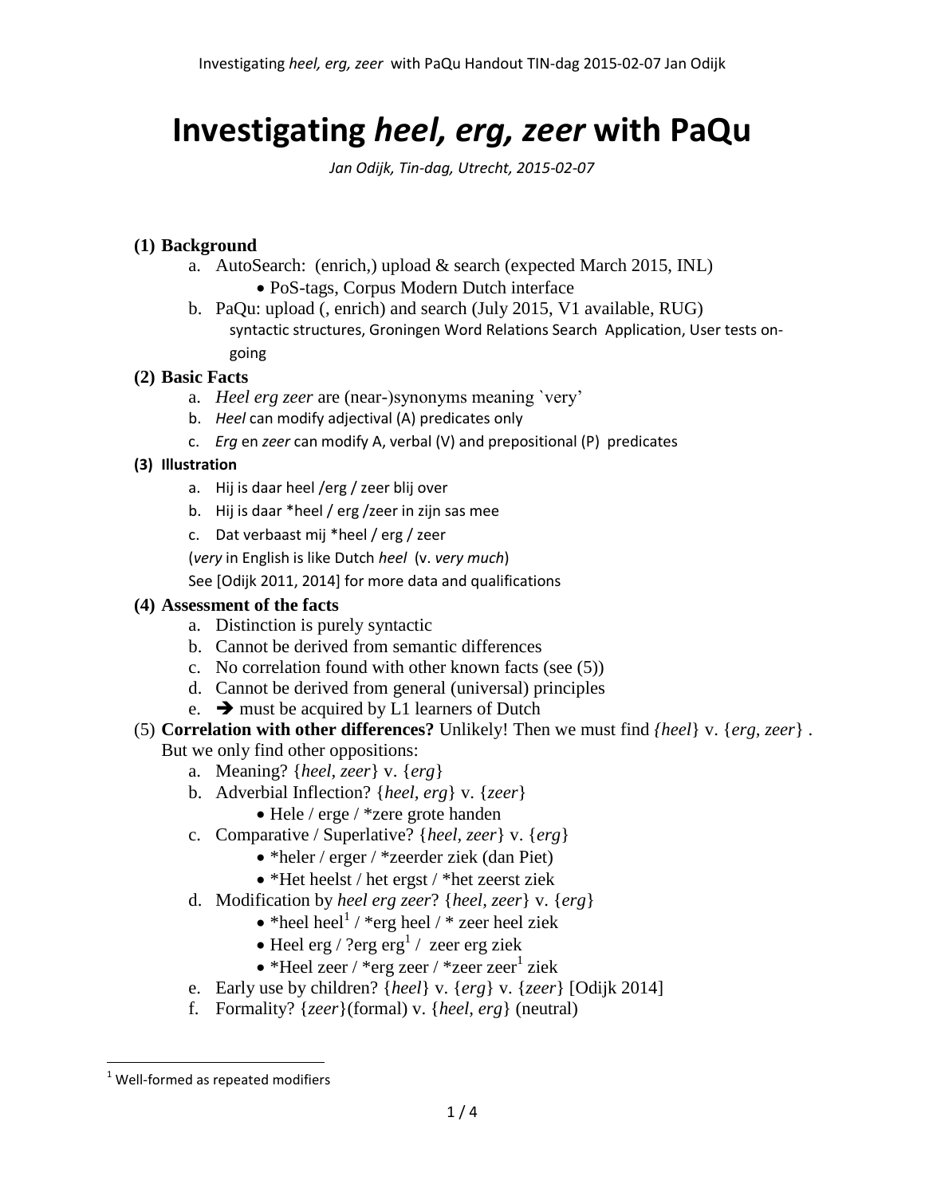# Investigating *heel, erg, zeer* with PaQu

*Jan Odijk, Tin-dag, Utrecht, 2015-02-07*

**(1) Background**

a. AutoSearch: (enrich,) upload & search (expected March 2015, INL)
   - PoS-tags, Corpus Modern Dutch interface

b. PaQu: upload (, enrich) and search (July 2015, V1 available, RUG)
   syntactic structures, Groningen Word Relations Search Application, User tests on-going

**(2) Basic Facts**

a. *Heel erg zeer* are (near-)synonyms meaning `very'

b. *Heel* can modify adjectival (A) predicates only

c. *Erg* en *zeer* can modify A, verbal (V) and prepositional (P) predicates

**(3) Illustration**

a. Hij is daar heel /erg / zeer blij over

b. Hij is daar *heel / erg /zeer in zijn sas mee

c. Dat verbaast mij *heel / erg / zeer

(*very* in English is like Dutch *heel* (v. *very much*)

See [Odijk 2011, 2014] for more data and qualifications

**(4) Assessment of the facts**

a. Distinction is purely syntactic

b. Cannot be derived from semantic differences

c. No correlation found with other known facts (see (5))

d. Cannot be derived from general (universal) principles

e. ➔ must be acquired by L1 learners of Dutch

(5) **Correlation with other differences?** Unlikely! Then we must find *{heel*} v. {*erg*, *zeer*} . But we only find other oppositions:

a. Meaning? {*heel*, *zeer*} v. {*erg*}

b. Adverbial Inflection? {*heel*, *erg*} v. {*zeer*}
   - Hele / erge / *zere grote handen

c. Comparative / Superlative? {*heel*, *zeer*} v. {*erg*}
   - *heler / erger / *zeerder ziek (dan Piet)
   - *Het heelst / het ergst / *het zeerst ziek

d. Modification by *heel erg zeer*? {*heel*, *zeer*} v. {*erg*}
   - *heel heel[1] / *erg heel / * zeer heel ziek
   - Heel erg / ?erg erg[1] / zeer erg ziek
   - *Heel zeer / *erg zeer / *zeer zeer[1] ziek

e. Early use by children? {*heel*} v. {*erg*} v. {*zeer*} [Odijk 2014]

f. Formality? {*zeer*}(formal) v. {*heel*, *erg*} (neutral)

---

[1] Well-formed as repeated modifiers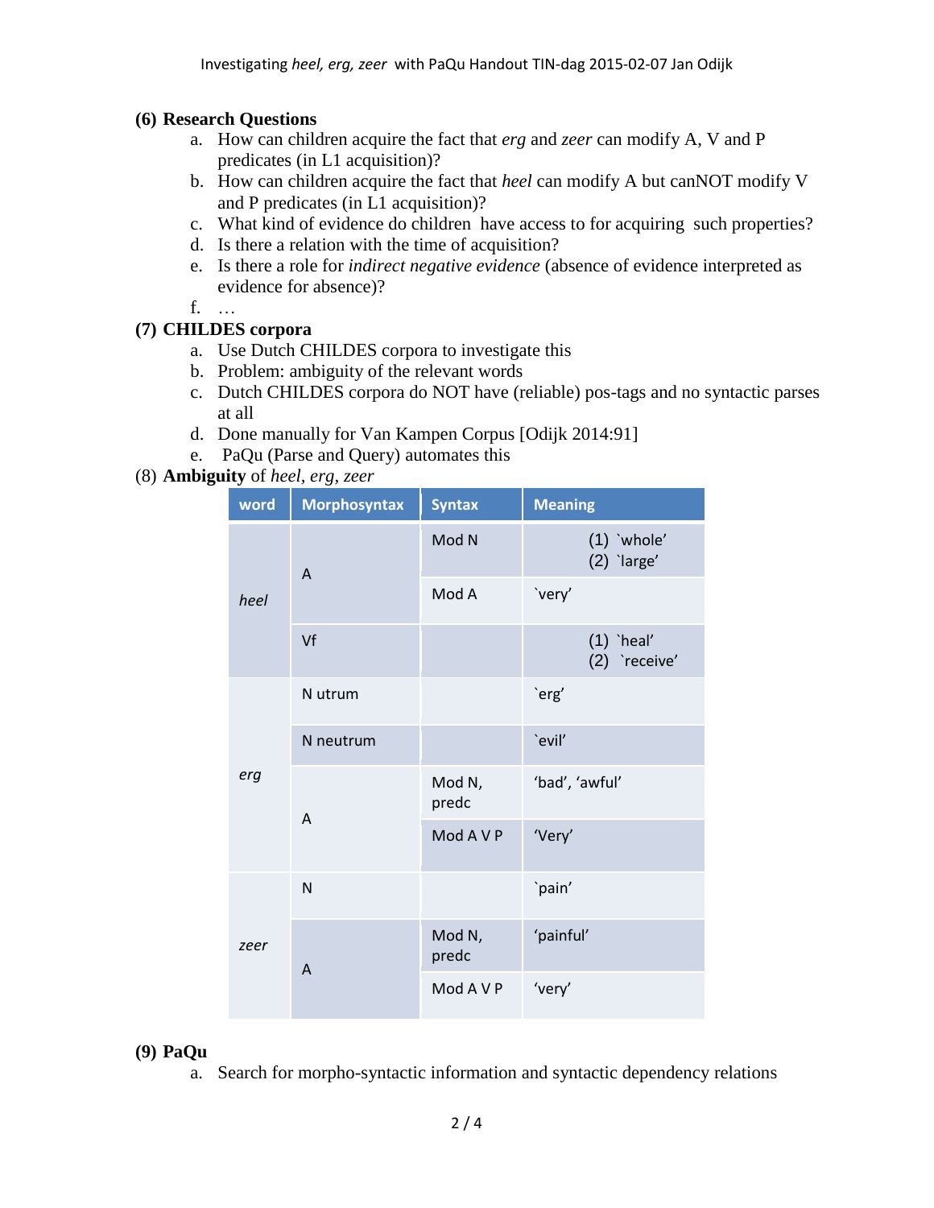**(6) Research Questions**

a. How can children acquire the fact that *erg* and *zeer* can modify A, V and P predicates (in L1 acquisition)?
b. How can children acquire the fact that *heel* can modify A but canNOT modify V and P predicates (in L1 acquisition)?
c. What kind of evidence do children have access to for acquiring such properties?
d. Is there a relation with the time of acquisition?
e. Is there a role for *indirect negative evidence* (absence of evidence interpreted as evidence for absence)?
f. …

**(7) CHILDES corpora**

a. Use Dutch CHILDES corpora to investigate this
b. Problem: ambiguity of the relevant words
c. Dutch CHILDES corpora do NOT have (reliable) pos-tags and no syntactic parses at all
d. Done manually for Van Kampen Corpus [Odijk 2014:91]
e. PaQu (Parse and Query) automates this

(8) **Ambiguity** of *heel*, *erg*, *zeer*

| word | Morphosyntax | Syntax | Meaning |
|---|---|---|---|
| *heel* | A | Mod N | (1) `whole' (2) `large' |
| | | Mod A | `very' |
| | Vf | | (1) `heal' (2) `receive' |
| *erg* | N utrum | | `erg' |
| | N neutrum | | `evil' |
| | A | Mod N, predc | 'bad', 'awful' |
| | | Mod A V P | 'Very' |
| *zeer* | N | | `pain' |
| | A | Mod N, predc | 'painful' |
| | | Mod A V P | 'very' |

**(9) PaQu**

a. Search for morpho-syntactic information and syntactic dependency relations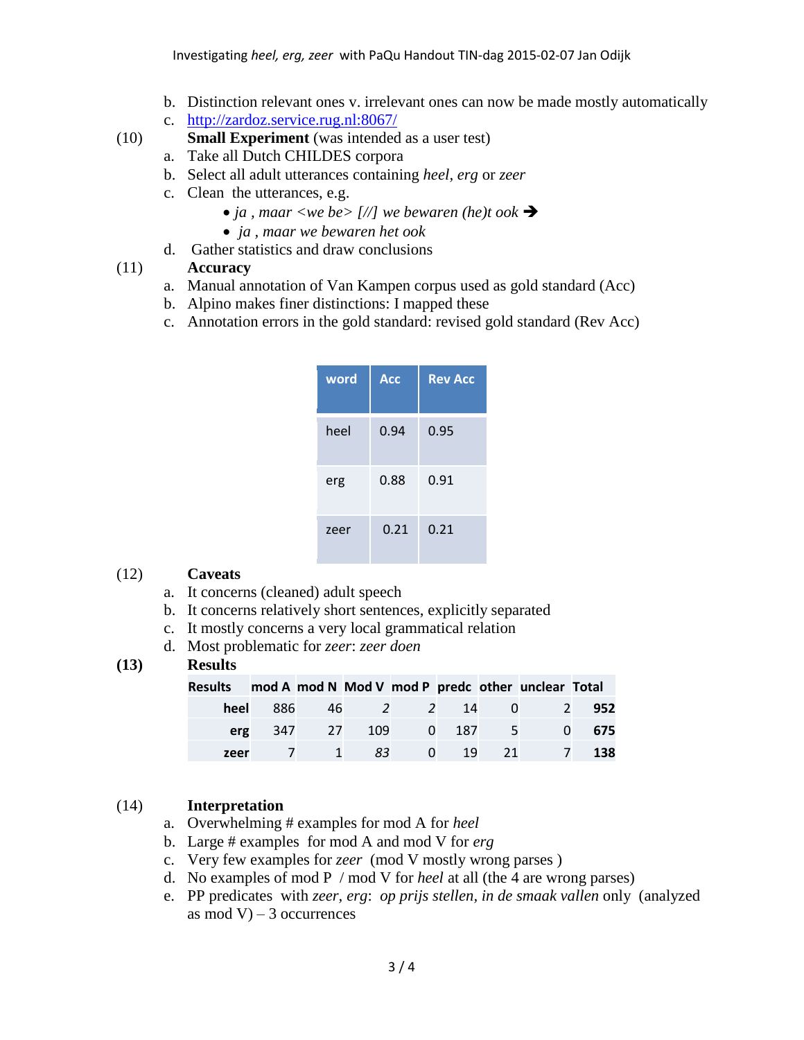b. Distinction relevant ones v. irrelevant ones can now be made mostly automatically
c. http://zardoz.service.rug.nl:8067/

(10) **Small Experiment** (was intended as a user test)

a. Take all Dutch CHILDES corpora
b. Select all adult utterances containing *heel*, *erg* or *zeer*
c. Clean the utterances, e.g.
   - *ja , maar <we be> [//] we bewaren (he)t ook* ➔
   - *ja , maar we bewaren het ook*

d. Gather statistics and draw conclusions

(11) **Accuracy**

a. Manual annotation of Van Kampen corpus used as gold standard (Acc)
b. Alpino makes finer distinctions: I mapped these
c. Annotation errors in the gold standard: revised gold standard (Rev Acc)

| word | Acc | Rev Acc |
|---|---|---|
| heel | 0.94 | 0.95 |
| erg | 0.88 | 0.91 |
| zeer | 0.21 | 0.21 |

(12) **Caveats**

a. It concerns (cleaned) adult speech
b. It concerns relatively short sentences, explicitly separated
c. It mostly concerns a very local grammatical relation
d. Most problematic for *zeer*: *zeer doen*

**(13) Results**

| Results | mod A | mod N | Mod V | mod P | predc | other | unclear | Total |
|---|---|---|---|---|---|---|---|---|
| **heel** | 886 | 46 | *2* | *2* | 14 | 0 | 2 | **952** |
| **erg** | 347 | 27 | 109 | 0 | 187 | 5 | 0 | **675** |
| **zeer** | 7 | 1 | *83* | 0 | 19 | 21 | 7 | **138** |

(14) **Interpretation**

a. Overwhelming # examples for mod A for *heel*
b. Large # examples for mod A and mod V for *erg*
c. Very few examples for *zeer* (mod V mostly wrong parses )
d. No examples of mod P / mod V for *heel* at all (the 4 are wrong parses)
e. PP predicates with *zeer*, *erg*: *op prijs stellen, in de smaak vallen* only (analyzed as mod V) – 3 occurrences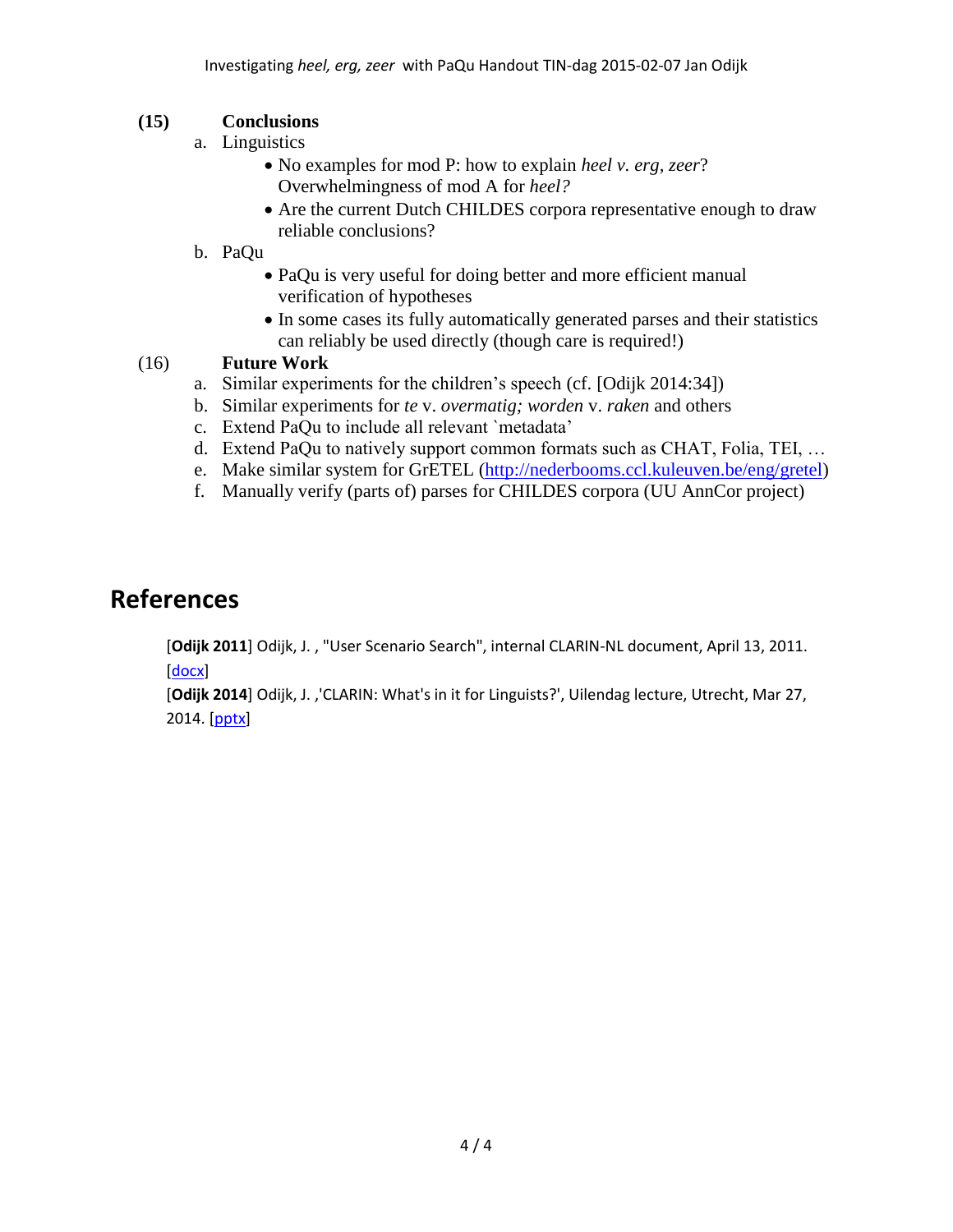**(15) Conclusions**

a. Linguistics

- No examples for mod P: how to explain *heel v. erg*, *zeer*? Overwhelmingness of mod A for *heel?*
- Are the current Dutch CHILDES corpora representative enough to draw reliable conclusions?

b. PaQu

- PaQu is very useful for doing better and more efficient manual verification of hypotheses
- In some cases its fully automatically generated parses and their statistics can reliably be used directly (though care is required!)

(16) **Future Work**

a. Similar experiments for the children's speech (cf. [Odijk 2014:34])
b. Similar experiments for *te* v. *overmatig; worden* v. *raken* and others
c. Extend PaQu to include all relevant `metadata'
d. Extend PaQu to natively support common formats such as CHAT, Folia, TEI, …
e. Make similar system for GrETEL (http://nederbooms.ccl.kuleuven.be/eng/gretel)
f. Manually verify (parts of) parses for CHILDES corpora (UU AnnCor project)

# References

[**Odijk 2011**] Odijk, J. , "User Scenario Search", internal CLARIN-NL document, April 13, 2011. [docx]

[**Odijk 2014**] Odijk, J. ,'CLARIN: What's in it for Linguists?', Uilendag lecture, Utrecht, Mar 27, 2014. [pptx]